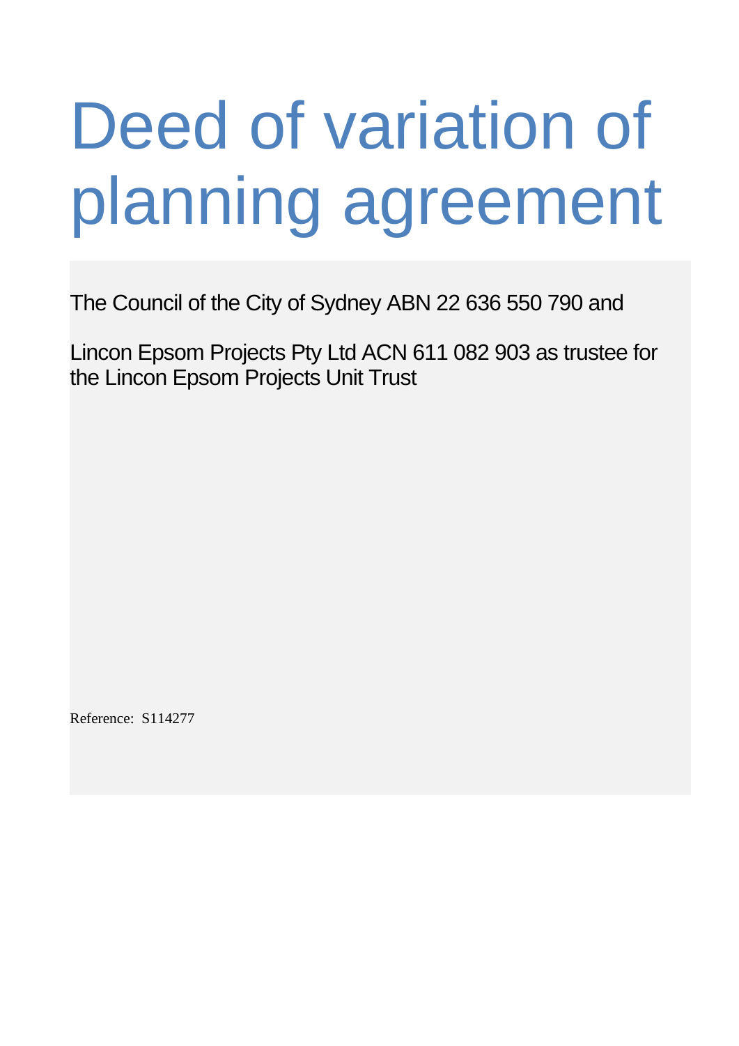# Deed of variation of planning agreement

The Council of the City of Sydney ABN 22 636 550 790 and

Lincon Epsom Projects Pty Ltd ACN 611 082 903 as trustee for the Lincon Epsom Projects Unit Trust

Reference: S114277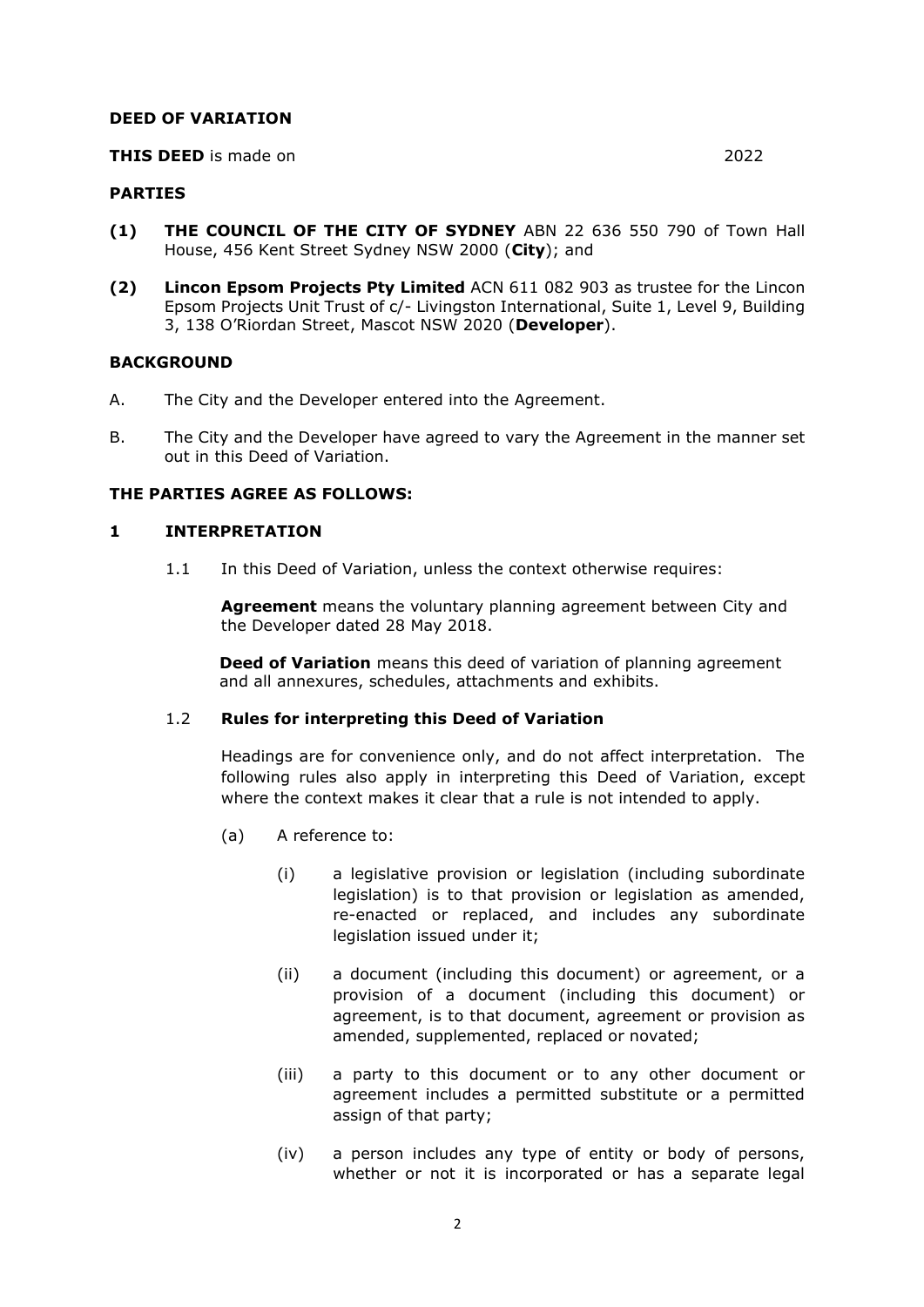**DEED OF VARIATION**

**THIS DEED** is made on 2022

**PARTIES**

**(1)** **THE COUNCIL OF THE CITY OF SYDNEY** ABN 22 636 550 790 of Town Hall House, 456 Kent Street Sydney NSW 2000 (**City**); and

**(2)** **Lincon Epsom Projects Pty Limited** ACN 611 082 903 as trustee for the Lincon Epsom Projects Unit Trust of c/- Livingston International, Suite 1, Level 9, Building 3, 138 O'Riordan Street, Mascot NSW 2020 (**Developer**).

**BACKGROUND**

A. The City and the Developer entered into the Agreement.

B. The City and the Developer have agreed to vary the Agreement in the manner set out in this Deed of Variation.

**THE PARTIES AGREE AS FOLLOWS:**

**1 INTERPRETATION**

1.1 In this Deed of Variation, unless the context otherwise requires:

**Agreement** means the voluntary planning agreement between City and the Developer dated 28 May 2018.

**Deed of Variation** means this deed of variation of planning agreement and all annexures, schedules, attachments and exhibits.

1.2 **Rules for interpreting this Deed of Variation**

Headings are for convenience only, and do not affect interpretation. The following rules also apply in interpreting this Deed of Variation, except where the context makes it clear that a rule is not intended to apply.

(a) A reference to:

(i) a legislative provision or legislation (including subordinate legislation) is to that provision or legislation as amended, re-enacted or replaced, and includes any subordinate legislation issued under it;

(ii) a document (including this document) or agreement, or a provision of a document (including this document) or agreement, is to that document, agreement or provision as amended, supplemented, replaced or novated;

(iii) a party to this document or to any other document or agreement includes a permitted substitute or a permitted assign of that party;

(iv) a person includes any type of entity or body of persons, whether or not it is incorporated or has a separate legal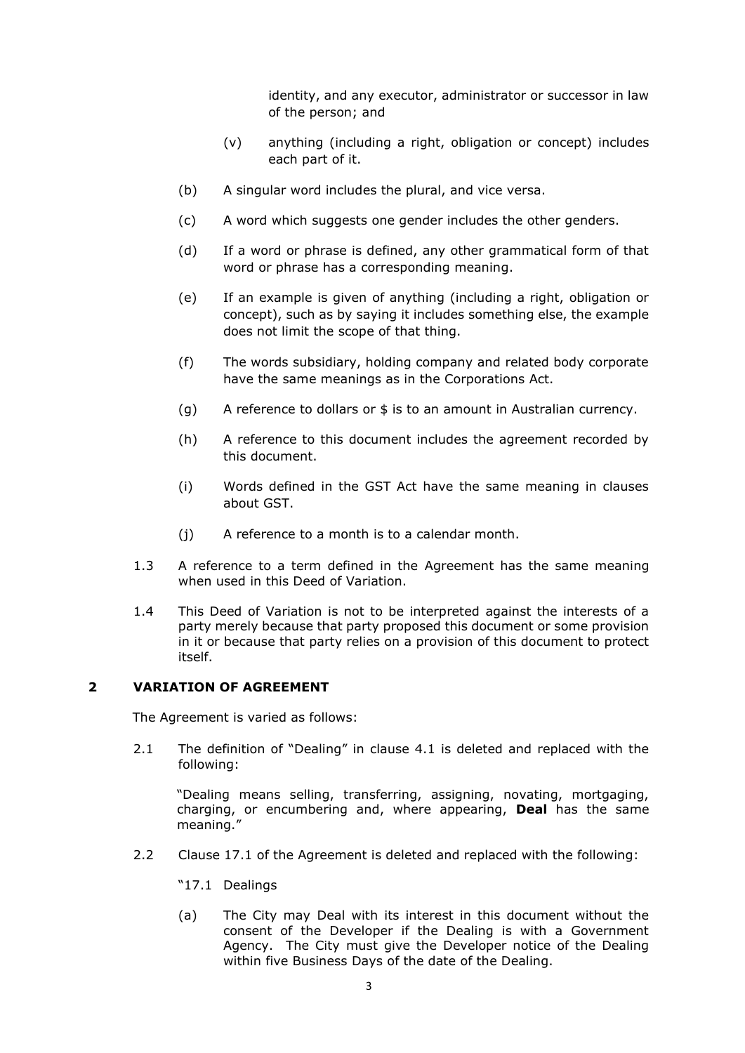identity, and any executor, administrator or successor in law of the person; and

(v) anything (including a right, obligation or concept) includes each part of it.

(b) A singular word includes the plural, and vice versa.

(c) A word which suggests one gender includes the other genders.

(d) If a word or phrase is defined, any other grammatical form of that word or phrase has a corresponding meaning.

(e) If an example is given of anything (including a right, obligation or concept), such as by saying it includes something else, the example does not limit the scope of that thing.

(f) The words subsidiary, holding company and related body corporate have the same meanings as in the Corporations Act.

(g) A reference to dollars or $ is to an amount in Australian currency.

(h) A reference to this document includes the agreement recorded by this document.

(i) Words defined in the GST Act have the same meaning in clauses about GST.

(j) A reference to a month is to a calendar month.

1.3 A reference to a term defined in the Agreement has the same meaning when used in this Deed of Variation.

1.4 This Deed of Variation is not to be interpreted against the interests of a party merely because that party proposed this document or some provision in it or because that party relies on a provision of this document to protect itself.

## 2 VARIATION OF AGREEMENT

The Agreement is varied as follows:

2.1 The definition of "Dealing" in clause 4.1 is deleted and replaced with the following:

"Dealing means selling, transferring, assigning, novating, mortgaging, charging, or encumbering and, where appearing, **Deal** has the same meaning."

2.2 Clause 17.1 of the Agreement is deleted and replaced with the following:

"17.1 Dealings

(a) The City may Deal with its interest in this document without the consent of the Developer if the Dealing is with a Government Agency. The City must give the Developer notice of the Dealing within five Business Days of the date of the Dealing.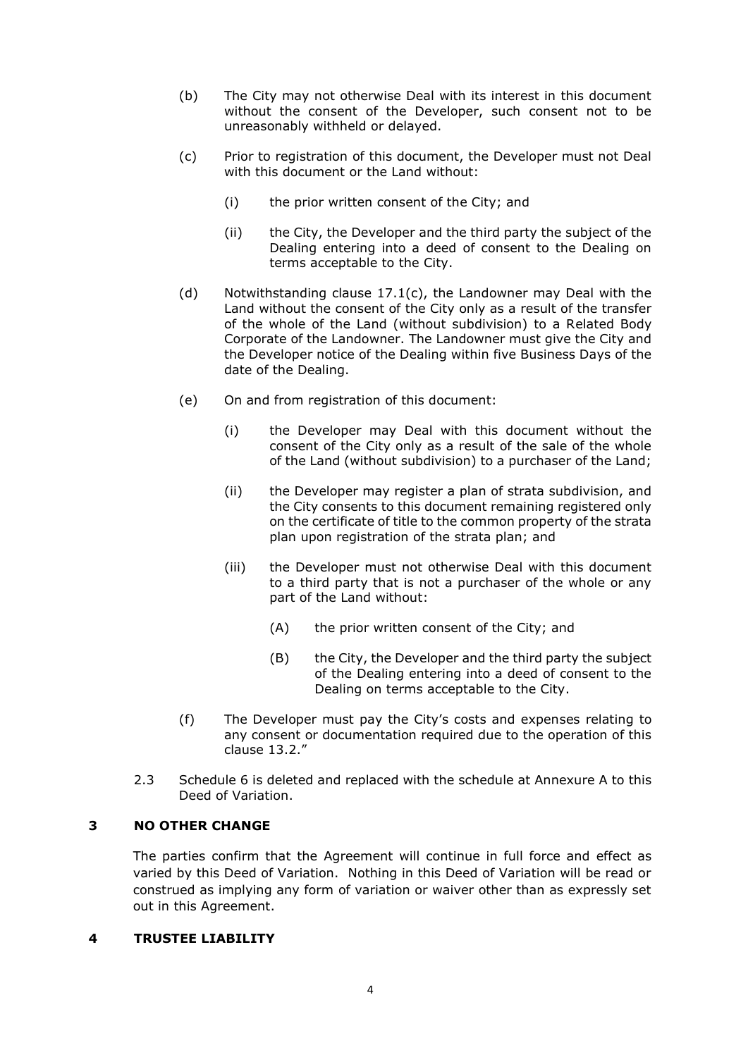(b) The City may not otherwise Deal with its interest in this document without the consent of the Developer, such consent not to be unreasonably withheld or delayed.

(c) Prior to registration of this document, the Developer must not Deal with this document or the Land without:

    (i) the prior written consent of the City; and

    (ii) the City, the Developer and the third party the subject of the Dealing entering into a deed of consent to the Dealing on terms acceptable to the City.

(d) Notwithstanding clause 17.1(c), the Landowner may Deal with the Land without the consent of the City only as a result of the transfer of the whole of the Land (without subdivision) to a Related Body Corporate of the Landowner. The Landowner must give the City and the Developer notice of the Dealing within five Business Days of the date of the Dealing.

(e) On and from registration of this document:

    (i) the Developer may Deal with this document without the consent of the City only as a result of the sale of the whole of the Land (without subdivision) to a purchaser of the Land;

    (ii) the Developer may register a plan of strata subdivision, and the City consents to this document remaining registered only on the certificate of title to the common property of the strata plan upon registration of the strata plan; and

    (iii) the Developer must not otherwise Deal with this document to a third party that is not a purchaser of the whole or any part of the Land without:

        (A) the prior written consent of the City; and

        (B) the City, the Developer and the third party the subject of the Dealing entering into a deed of consent to the Dealing on terms acceptable to the City.

(f) The Developer must pay the City's costs and expenses relating to any consent or documentation required due to the operation of this clause 13.2."

2.3 Schedule 6 is deleted and replaced with the schedule at Annexure A to this Deed of Variation.

## 3 NO OTHER CHANGE

The parties confirm that the Agreement will continue in full force and effect as varied by this Deed of Variation. Nothing in this Deed of Variation will be read or construed as implying any form of variation or waiver other than as expressly set out in this Agreement.

## 4 TRUSTEE LIABILITY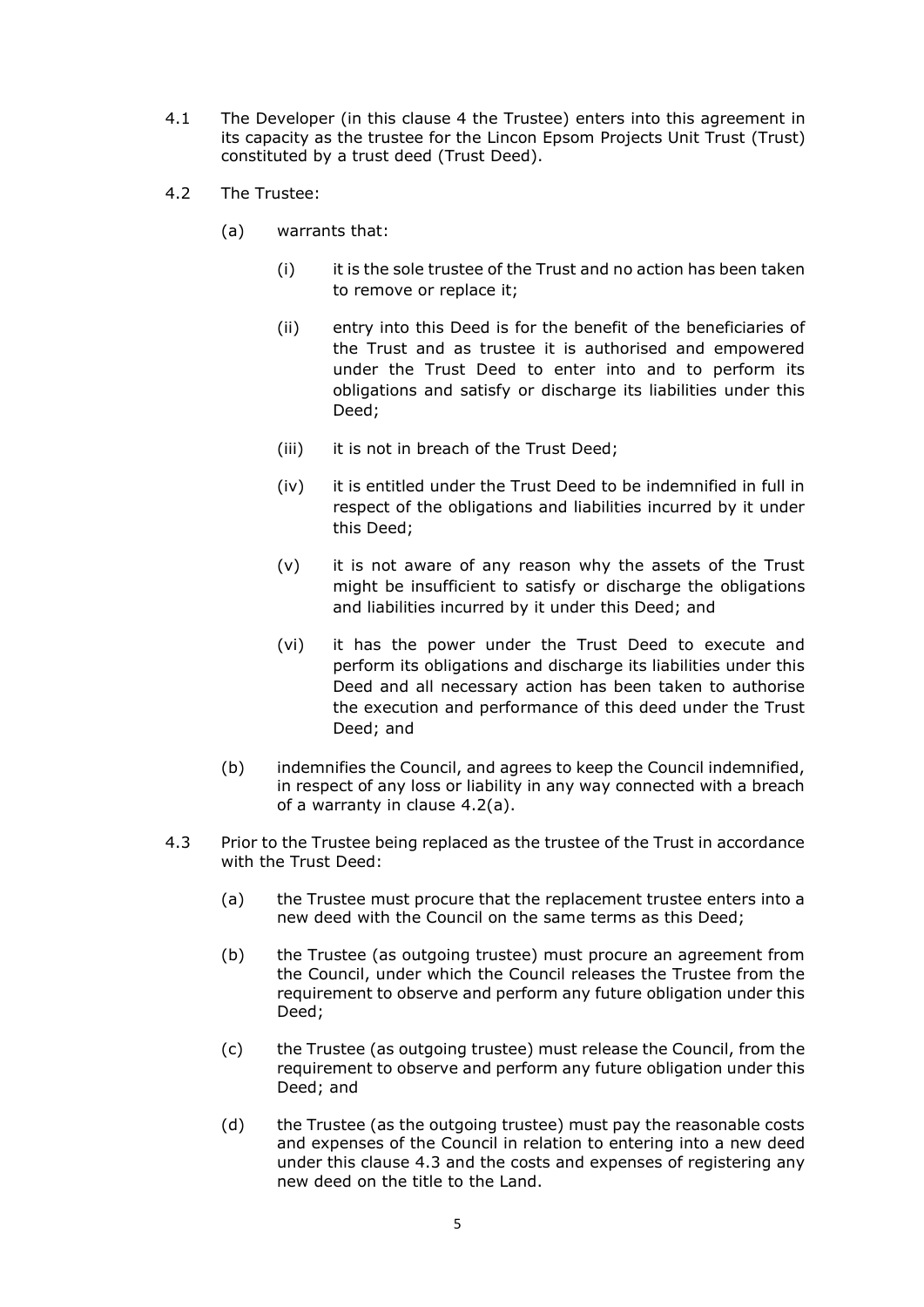4.1 The Developer (in this clause 4 the Trustee) enters into this agreement in its capacity as the trustee for the Lincon Epsom Projects Unit Trust (Trust) constituted by a trust deed (Trust Deed).

4.2 The Trustee:

(a) warrants that:

(i) it is the sole trustee of the Trust and no action has been taken to remove or replace it;

(ii) entry into this Deed is for the benefit of the beneficiaries of the Trust and as trustee it is authorised and empowered under the Trust Deed to enter into and to perform its obligations and satisfy or discharge its liabilities under this Deed;

(iii) it is not in breach of the Trust Deed;

(iv) it is entitled under the Trust Deed to be indemnified in full in respect of the obligations and liabilities incurred by it under this Deed;

(v) it is not aware of any reason why the assets of the Trust might be insufficient to satisfy or discharge the obligations and liabilities incurred by it under this Deed; and

(vi) it has the power under the Trust Deed to execute and perform its obligations and discharge its liabilities under this Deed and all necessary action has been taken to authorise the execution and performance of this deed under the Trust Deed; and

(b) indemnifies the Council, and agrees to keep the Council indemnified, in respect of any loss or liability in any way connected with a breach of a warranty in clause 4.2(a).

4.3 Prior to the Trustee being replaced as the trustee of the Trust in accordance with the Trust Deed:

(a) the Trustee must procure that the replacement trustee enters into a new deed with the Council on the same terms as this Deed;

(b) the Trustee (as outgoing trustee) must procure an agreement from the Council, under which the Council releases the Trustee from the requirement to observe and perform any future obligation under this Deed;

(c) the Trustee (as outgoing trustee) must release the Council, from the requirement to observe and perform any future obligation under this Deed; and

(d) the Trustee (as the outgoing trustee) must pay the reasonable costs and expenses of the Council in relation to entering into a new deed under this clause 4.3 and the costs and expenses of registering any new deed on the title to the Land.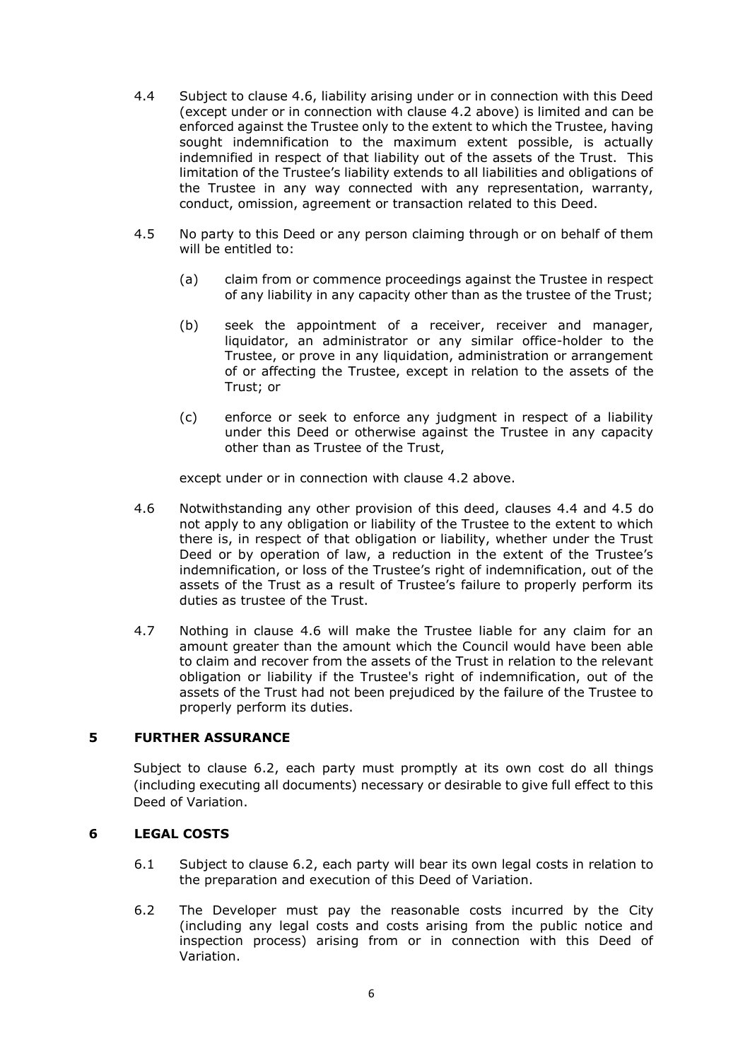4.4 Subject to clause 4.6, liability arising under or in connection with this Deed (except under or in connection with clause 4.2 above) is limited and can be enforced against the Trustee only to the extent to which the Trustee, having sought indemnification to the maximum extent possible, is actually indemnified in respect of that liability out of the assets of the Trust. This limitation of the Trustee's liability extends to all liabilities and obligations of the Trustee in any way connected with any representation, warranty, conduct, omission, agreement or transaction related to this Deed.

4.5 No party to this Deed or any person claiming through or on behalf of them will be entitled to:

(a) claim from or commence proceedings against the Trustee in respect of any liability in any capacity other than as the trustee of the Trust;

(b) seek the appointment of a receiver, receiver and manager, liquidator, an administrator or any similar office-holder to the Trustee, or prove in any liquidation, administration or arrangement of or affecting the Trustee, except in relation to the assets of the Trust; or

(c) enforce or seek to enforce any judgment in respect of a liability under this Deed or otherwise against the Trustee in any capacity other than as Trustee of the Trust,

except under or in connection with clause 4.2 above.

4.6 Notwithstanding any other provision of this deed, clauses 4.4 and 4.5 do not apply to any obligation or liability of the Trustee to the extent to which there is, in respect of that obligation or liability, whether under the Trust Deed or by operation of law, a reduction in the extent of the Trustee's indemnification, or loss of the Trustee's right of indemnification, out of the assets of the Trust as a result of Trustee's failure to properly perform its duties as trustee of the Trust.

4.7 Nothing in clause 4.6 will make the Trustee liable for any claim for an amount greater than the amount which the Council would have been able to claim and recover from the assets of the Trust in relation to the relevant obligation or liability if the Trustee's right of indemnification, out of the assets of the Trust had not been prejudiced by the failure of the Trustee to properly perform its duties.

## 5 FURTHER ASSURANCE

Subject to clause 6.2, each party must promptly at its own cost do all things (including executing all documents) necessary or desirable to give full effect to this Deed of Variation.

## 6 LEGAL COSTS

6.1 Subject to clause 6.2, each party will bear its own legal costs in relation to the preparation and execution of this Deed of Variation.

6.2 The Developer must pay the reasonable costs incurred by the City (including any legal costs and costs arising from the public notice and inspection process) arising from or in connection with this Deed of Variation.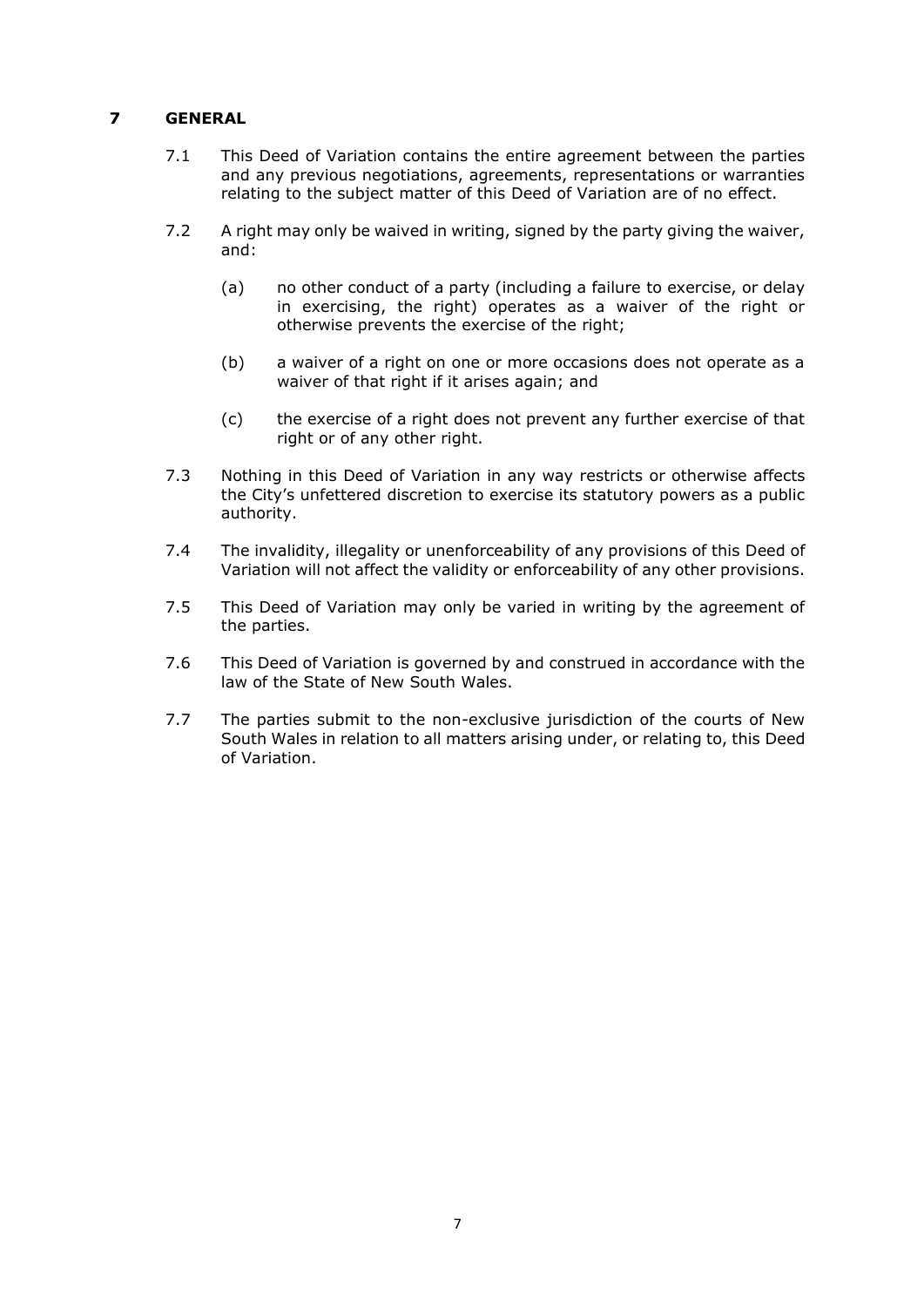## 7 GENERAL

7.1 This Deed of Variation contains the entire agreement between the parties and any previous negotiations, agreements, representations or warranties relating to the subject matter of this Deed of Variation are of no effect.

7.2 A right may only be waived in writing, signed by the party giving the waiver, and:

(a) no other conduct of a party (including a failure to exercise, or delay in exercising, the right) operates as a waiver of the right or otherwise prevents the exercise of the right;

(b) a waiver of a right on one or more occasions does not operate as a waiver of that right if it arises again; and

(c) the exercise of a right does not prevent any further exercise of that right or of any other right.

7.3 Nothing in this Deed of Variation in any way restricts or otherwise affects the City's unfettered discretion to exercise its statutory powers as a public authority.

7.4 The invalidity, illegality or unenforceability of any provisions of this Deed of Variation will not affect the validity or enforceability of any other provisions.

7.5 This Deed of Variation may only be varied in writing by the agreement of the parties.

7.6 This Deed of Variation is governed by and construed in accordance with the law of the State of New South Wales.

7.7 The parties submit to the non-exclusive jurisdiction of the courts of New South Wales in relation to all matters arising under, or relating to, this Deed of Variation.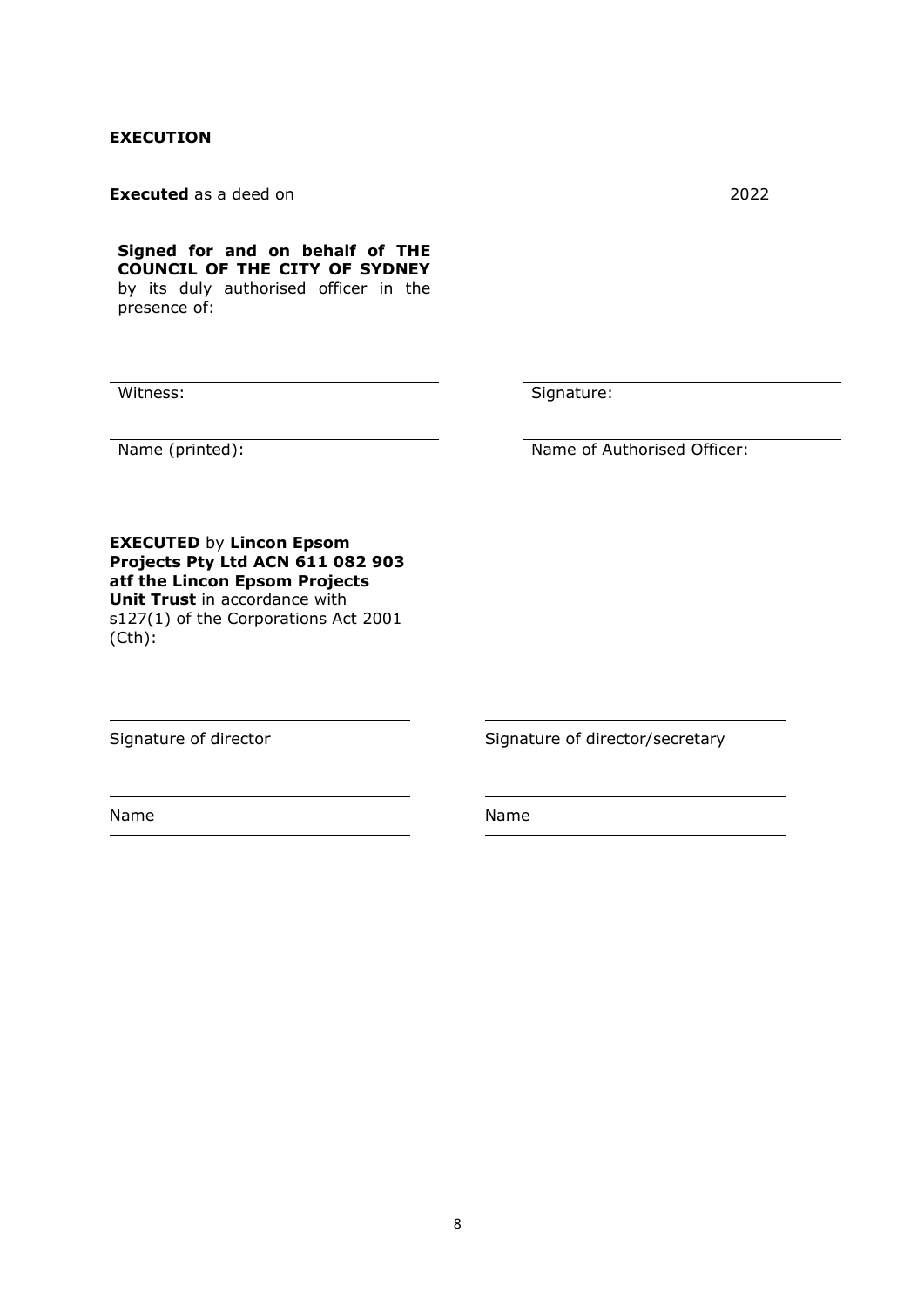**EXECUTION**

**Executed** as a deed on 2022

**Signed for and on behalf of THE COUNCIL OF THE CITY OF SYDNEY** by its duly authorised officer in the presence of:

| | |
|---|---|
| Witness: | Signature: |
| Name (printed): | Name of Authorised Officer: |

**EXECUTED** by **Lincon Epsom Projects Pty Ltd ACN 611 082 903 atf the Lincon Epsom Projects Unit Trust** in accordance with s127(1) of the Corporations Act 2001 (Cth):

| | |
|---|---|
| Signature of director | Signature of director/secretary |
| Name | Name |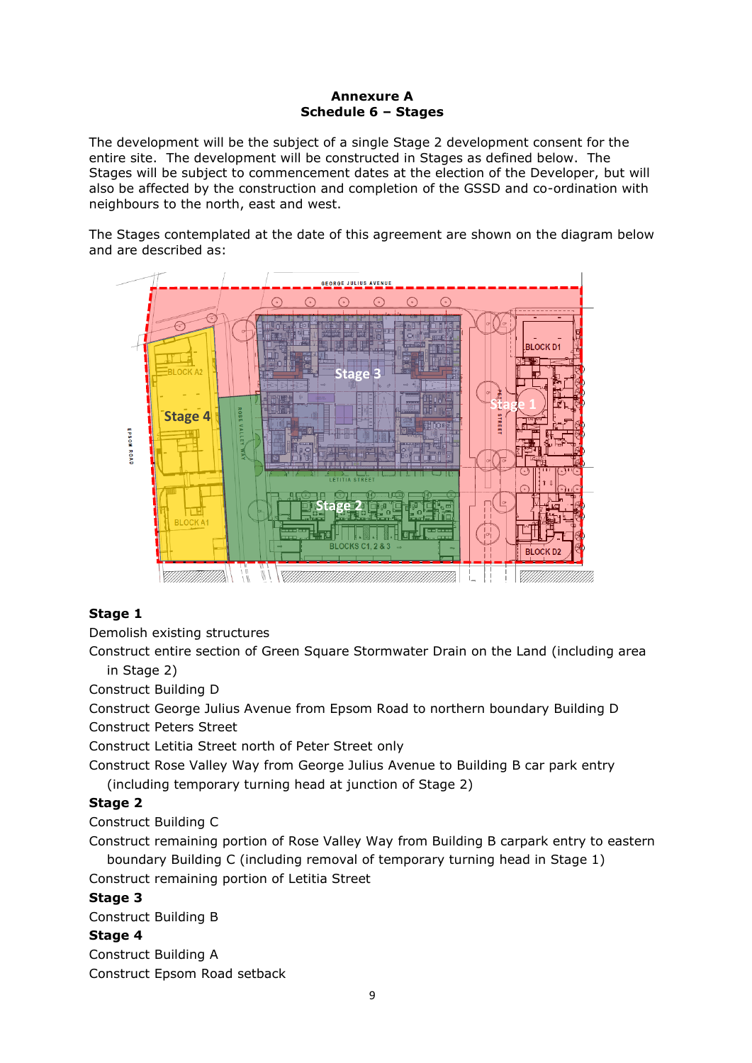**Annexure A**
**Schedule 6 – Stages**

The development will be the subject of a single Stage 2 development consent for the entire site. The development will be constructed in Stages as defined below. The Stages will be subject to commencement dates at the election of the Developer, but will also be affected by the construction and completion of the GSSD and co-ordination with neighbours to the north, east and west.

The Stages contemplated at the date of this agreement are shown on the diagram below and are described as:

GEORGE JULIUS AVENUE
BLOCK D1
Stage 3
BLOCK A2
Stage 4
ROSE VALLEY WAY
Stage 1
PETERS STREET
EPSOM ROAD
LETITIA STREET
Stage 2
BLOCK A1
BLOCKS C1, 2 & 3
BLOCK D2

**Stage 1**

Demolish existing structures

Construct entire section of Green Square Stormwater Drain on the Land (including area in Stage 2)

Construct Building D

Construct George Julius Avenue from Epsom Road to northern boundary Building D

Construct Peters Street

Construct Letitia Street north of Peter Street only

Construct Rose Valley Way from George Julius Avenue to Building B car park entry (including temporary turning head at junction of Stage 2)

**Stage 2**

Construct Building C

Construct remaining portion of Rose Valley Way from Building B carpark entry to eastern boundary Building C (including removal of temporary turning head in Stage 1)

Construct remaining portion of Letitia Street

**Stage 3**

Construct Building B

**Stage 4**

Construct Building A

Construct Epsom Road setback